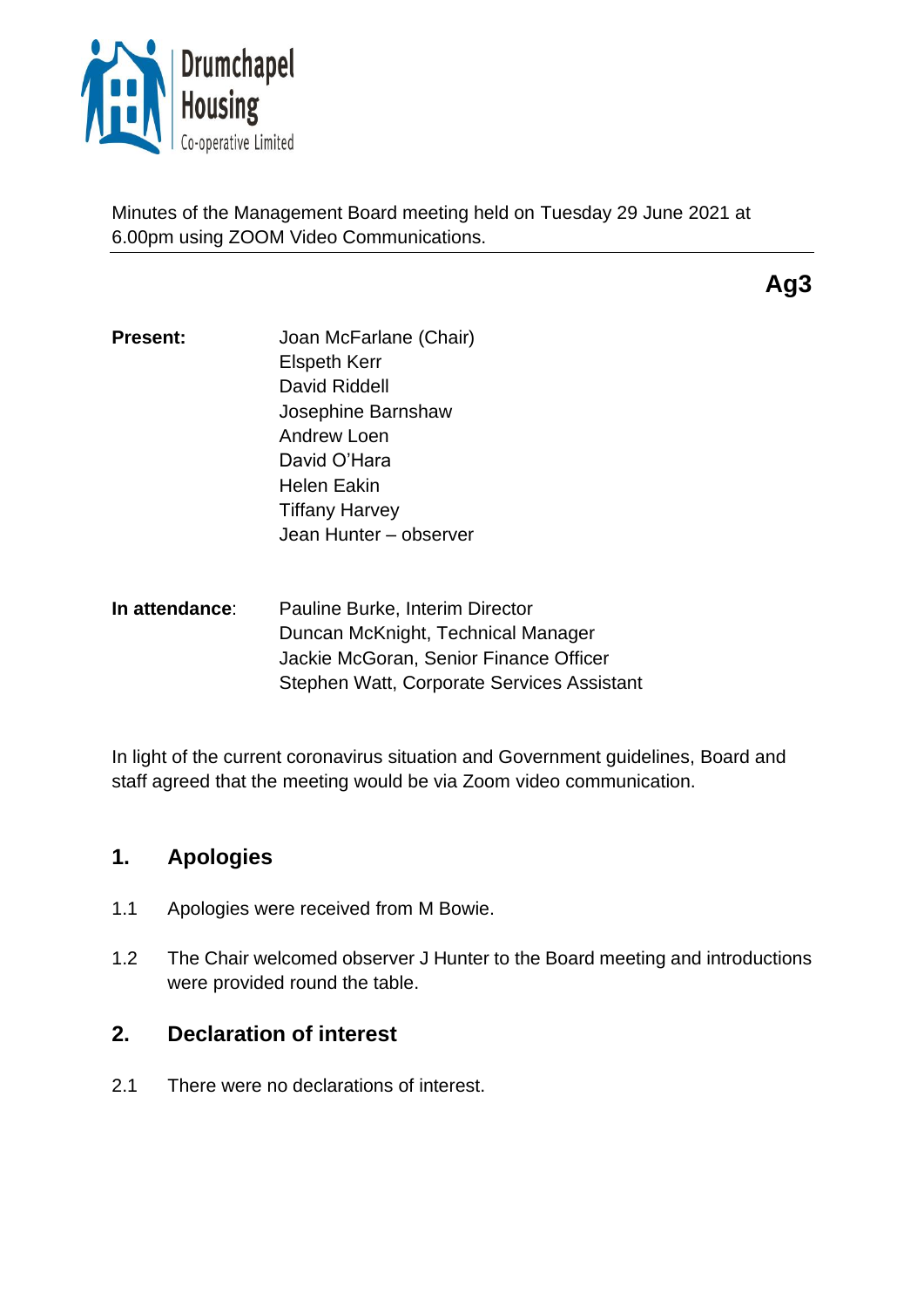Drumchapel Housing Co-operative Limited

Minutes of the Management Board meeting held on Tuesday 29 June 2021 at 6.00pm using ZOOM Video Communications.

**Ag3**

| | |
|---|---|
| **Present:** | Joan McFarlane (Chair) |
| | Elspeth Kerr |
| | David Riddell |
| | Josephine Barnshaw |
| | Andrew Loen |
| | David O'Hara |
| | Helen Eakin |
| | Tiffany Harvey |
| | Jean Hunter – observer |
| **In attendance**: | Pauline Burke, Interim Director |
| | Duncan McKnight, Technical Manager |
| | Jackie McGoran, Senior Finance Officer |
| | Stephen Watt, Corporate Services Assistant |

In light of the current coronavirus situation and Government guidelines, Board and staff agreed that the meeting would be via Zoom video communication.

## 1. Apologies

1.1 Apologies were received from M Bowie.

1.2 The Chair welcomed observer J Hunter to the Board meeting and introductions were provided round the table.

## 2. Declaration of interest

2.1 There were no declarations of interest.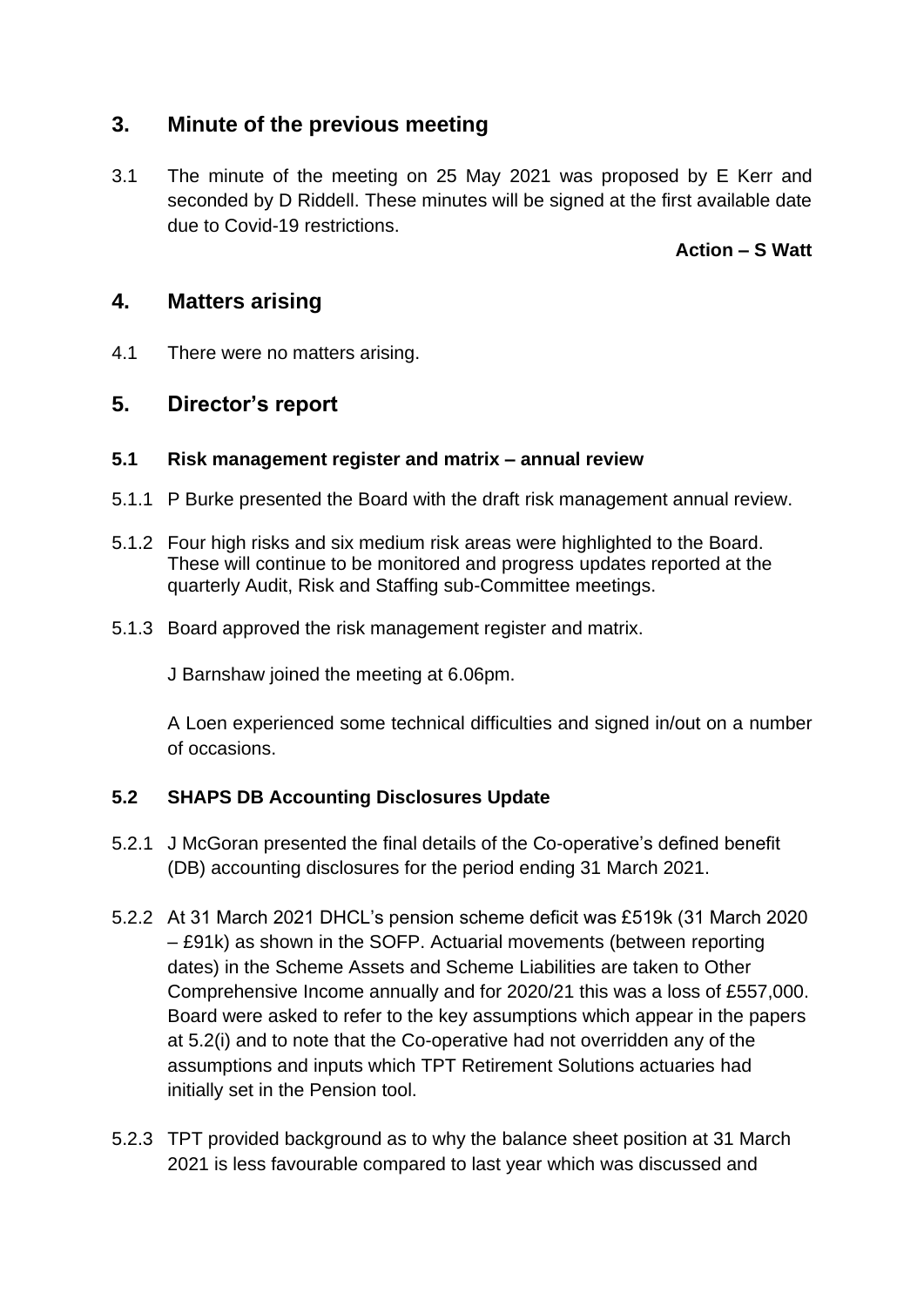## 3. Minute of the previous meeting

3.1 The minute of the meeting on 25 May 2021 was proposed by E Kerr and seconded by D Riddell. These minutes will be signed at the first available date due to Covid-19 restrictions.

**Action – S Watt**

## 4. Matters arising

4.1 There were no matters arising.

## 5. Director's report

### 5.1 Risk management register and matrix – annual review

5.1.1 P Burke presented the Board with the draft risk management annual review.

5.1.2 Four high risks and six medium risk areas were highlighted to the Board. These will continue to be monitored and progress updates reported at the quarterly Audit, Risk and Staffing sub-Committee meetings.

5.1.3 Board approved the risk management register and matrix.

J Barnshaw joined the meeting at 6.06pm.

A Loen experienced some technical difficulties and signed in/out on a number of occasions.

### 5.2 SHAPS DB Accounting Disclosures Update

5.2.1 J McGoran presented the final details of the Co-operative's defined benefit (DB) accounting disclosures for the period ending 31 March 2021.

5.2.2 At 31 March 2021 DHCL's pension scheme deficit was £519k (31 March 2020 – £91k) as shown in the SOFP. Actuarial movements (between reporting dates) in the Scheme Assets and Scheme Liabilities are taken to Other Comprehensive Income annually and for 2020/21 this was a loss of £557,000. Board were asked to refer to the key assumptions which appear in the papers at 5.2(i) and to note that the Co-operative had not overridden any of the assumptions and inputs which TPT Retirement Solutions actuaries had initially set in the Pension tool.

5.2.3 TPT provided background as to why the balance sheet position at 31 March 2021 is less favourable compared to last year which was discussed and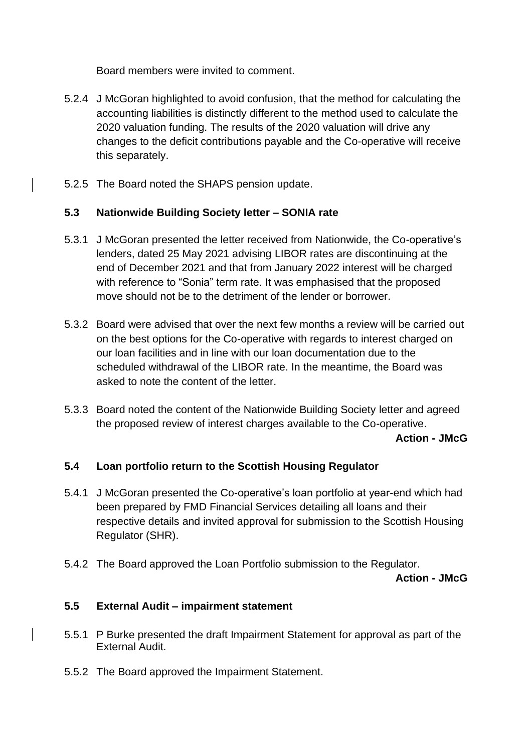Board members were invited to comment.

5.2.4 J McGoran highlighted to avoid confusion, that the method for calculating the accounting liabilities is distinctly different to the method used to calculate the 2020 valuation funding. The results of the 2020 valuation will drive any changes to the deficit contributions payable and the Co-operative will receive this separately.

5.2.5 The Board noted the SHAPS pension update.

### 5.3 Nationwide Building Society letter – SONIA rate

5.3.1 J McGoran presented the letter received from Nationwide, the Co-operative's lenders, dated 25 May 2021 advising LIBOR rates are discontinuing at the end of December 2021 and that from January 2022 interest will be charged with reference to "Sonia" term rate. It was emphasised that the proposed move should not be to the detriment of the lender or borrower.

5.3.2 Board were advised that over the next few months a review will be carried out on the best options for the Co-operative with regards to interest charged on our loan facilities and in line with our loan documentation due to the scheduled withdrawal of the LIBOR rate. In the meantime, the Board was asked to note the content of the letter.

5.3.3 Board noted the content of the Nationwide Building Society letter and agreed the proposed review of interest charges available to the Co-operative.

**Action - JMcG**

### 5.4 Loan portfolio return to the Scottish Housing Regulator

5.4.1 J McGoran presented the Co-operative's loan portfolio at year-end which had been prepared by FMD Financial Services detailing all loans and their respective details and invited approval for submission to the Scottish Housing Regulator (SHR).

5.4.2 The Board approved the Loan Portfolio submission to the Regulator.

**Action - JMcG**

### 5.5 External Audit – impairment statement

5.5.1 P Burke presented the draft Impairment Statement for approval as part of the External Audit.

5.5.2 The Board approved the Impairment Statement.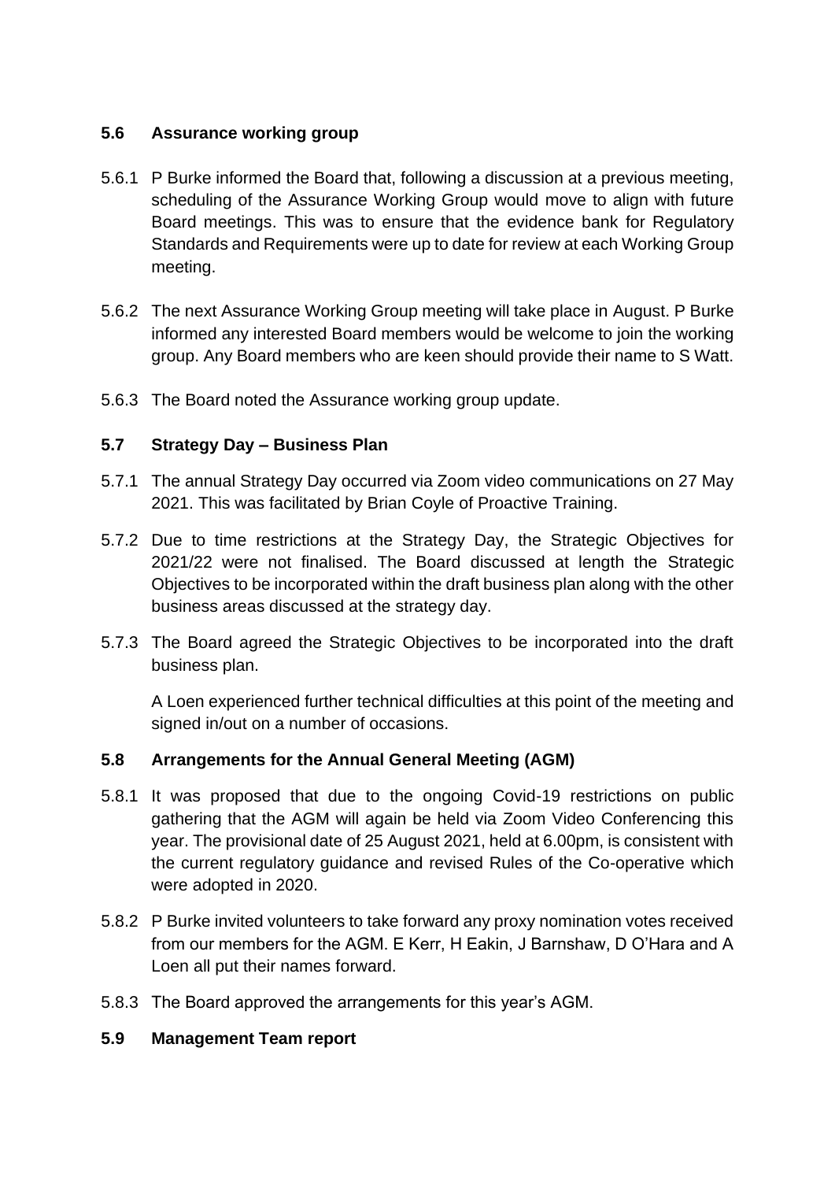### 5.6 Assurance working group

5.6.1 P Burke informed the Board that, following a discussion at a previous meeting, scheduling of the Assurance Working Group would move to align with future Board meetings. This was to ensure that the evidence bank for Regulatory Standards and Requirements were up to date for review at each Working Group meeting.

5.6.2 The next Assurance Working Group meeting will take place in August. P Burke informed any interested Board members would be welcome to join the working group. Any Board members who are keen should provide their name to S Watt.

5.6.3 The Board noted the Assurance working group update.

### 5.7 Strategy Day – Business Plan

5.7.1 The annual Strategy Day occurred via Zoom video communications on 27 May 2021. This was facilitated by Brian Coyle of Proactive Training.

5.7.2 Due to time restrictions at the Strategy Day, the Strategic Objectives for 2021/22 were not finalised. The Board discussed at length the Strategic Objectives to be incorporated within the draft business plan along with the other business areas discussed at the strategy day.

5.7.3 The Board agreed the Strategic Objectives to be incorporated into the draft business plan.

A Loen experienced further technical difficulties at this point of the meeting and signed in/out on a number of occasions.

### 5.8 Arrangements for the Annual General Meeting (AGM)

5.8.1 It was proposed that due to the ongoing Covid-19 restrictions on public gathering that the AGM will again be held via Zoom Video Conferencing this year. The provisional date of 25 August 2021, held at 6.00pm, is consistent with the current regulatory guidance and revised Rules of the Co-operative which were adopted in 2020.

5.8.2 P Burke invited volunteers to take forward any proxy nomination votes received from our members for the AGM. E Kerr, H Eakin, J Barnshaw, D O'Hara and A Loen all put their names forward.

5.8.3 The Board approved the arrangements for this year's AGM.

### 5.9 Management Team report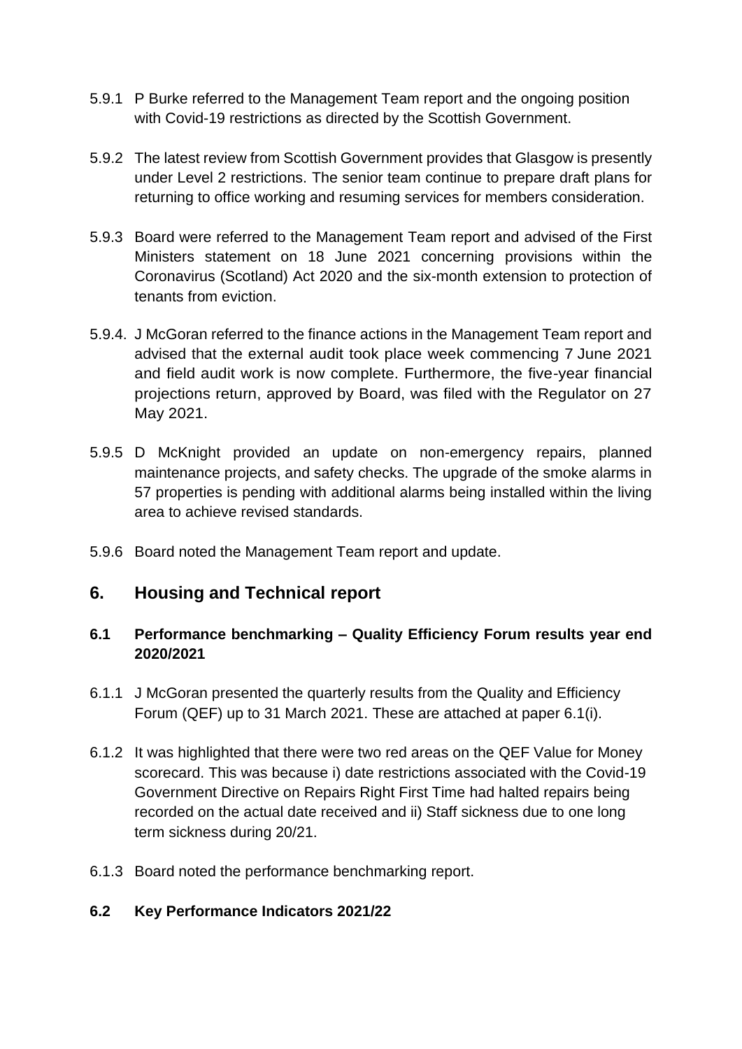5.9.1 P Burke referred to the Management Team report and the ongoing position with Covid-19 restrictions as directed by the Scottish Government.

5.9.2 The latest review from Scottish Government provides that Glasgow is presently under Level 2 restrictions. The senior team continue to prepare draft plans for returning to office working and resuming services for members consideration.

5.9.3 Board were referred to the Management Team report and advised of the First Ministers statement on 18 June 2021 concerning provisions within the Coronavirus (Scotland) Act 2020 and the six-month extension to protection of tenants from eviction.

5.9.4. J McGoran referred to the finance actions in the Management Team report and advised that the external audit took place week commencing 7 June 2021 and field audit work is now complete. Furthermore, the five-year financial projections return, approved by Board, was filed with the Regulator on 27 May 2021.

5.9.5 D McKnight provided an update on non-emergency repairs, planned maintenance projects, and safety checks. The upgrade of the smoke alarms in 57 properties is pending with additional alarms being installed within the living area to achieve revised standards.

5.9.6 Board noted the Management Team report and update.

## 6. Housing and Technical report

### 6.1 Performance benchmarking – Quality Efficiency Forum results year end 2020/2021

6.1.1 J McGoran presented the quarterly results from the Quality and Efficiency Forum (QEF) up to 31 March 2021. These are attached at paper 6.1(i).

6.1.2 It was highlighted that there were two red areas on the QEF Value for Money scorecard. This was because i) date restrictions associated with the Covid-19 Government Directive on Repairs Right First Time had halted repairs being recorded on the actual date received and ii) Staff sickness due to one long term sickness during 20/21.

6.1.3 Board noted the performance benchmarking report.

### 6.2 Key Performance Indicators 2021/22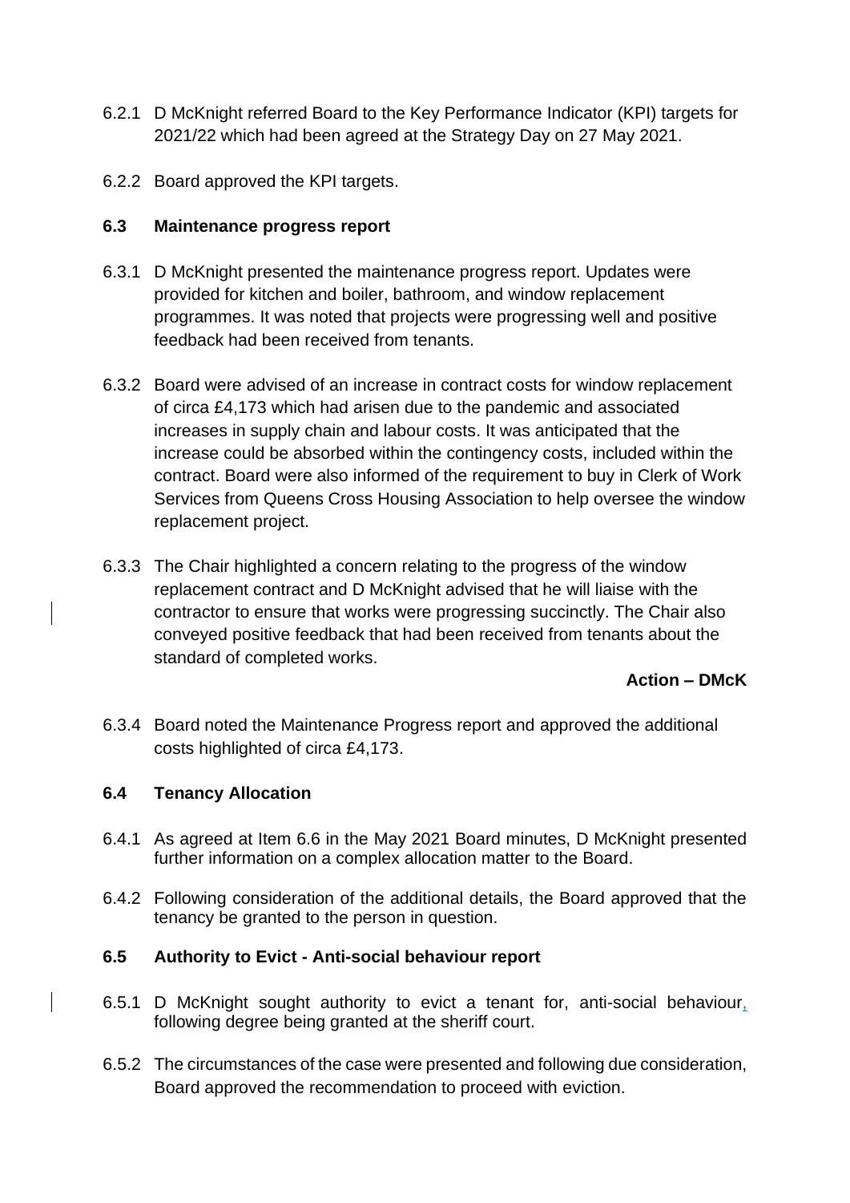6.2.1 D McKnight referred Board to the Key Performance Indicator (KPI) targets for 2021/22 which had been agreed at the Strategy Day on 27 May 2021.

6.2.2 Board approved the KPI targets.

### 6.3 Maintenance progress report

6.3.1 D McKnight presented the maintenance progress report. Updates were provided for kitchen and boiler, bathroom, and window replacement programmes. It was noted that projects were progressing well and positive feedback had been received from tenants.

6.3.2 Board were advised of an increase in contract costs for window replacement of circa £4,173 which had arisen due to the pandemic and associated increases in supply chain and labour costs. It was anticipated that the increase could be absorbed within the contingency costs, included within the contract. Board were also informed of the requirement to buy in Clerk of Work Services from Queens Cross Housing Association to help oversee the window replacement project.

6.3.3 The Chair highlighted a concern relating to the progress of the window replacement contract and D McKnight advised that he will liaise with the contractor to ensure that works were progressing succinctly. The Chair also conveyed positive feedback that had been received from tenants about the standard of completed works.

**Action – DMcK**

6.3.4 Board noted the Maintenance Progress report and approved the additional costs highlighted of circa £4,173.

### 6.4 Tenancy Allocation

6.4.1 As agreed at Item 6.6 in the May 2021 Board minutes, D McKnight presented further information on a complex allocation matter to the Board.

6.4.2 Following consideration of the additional details, the Board approved that the tenancy be granted to the person in question.

### 6.5 Authority to Evict - Anti-social behaviour report

6.5.1 D McKnight sought authority to evict a tenant for, anti-social behaviour, following degree being granted at the sheriff court.

6.5.2 The circumstances of the case were presented and following due consideration, Board approved the recommendation to proceed with eviction.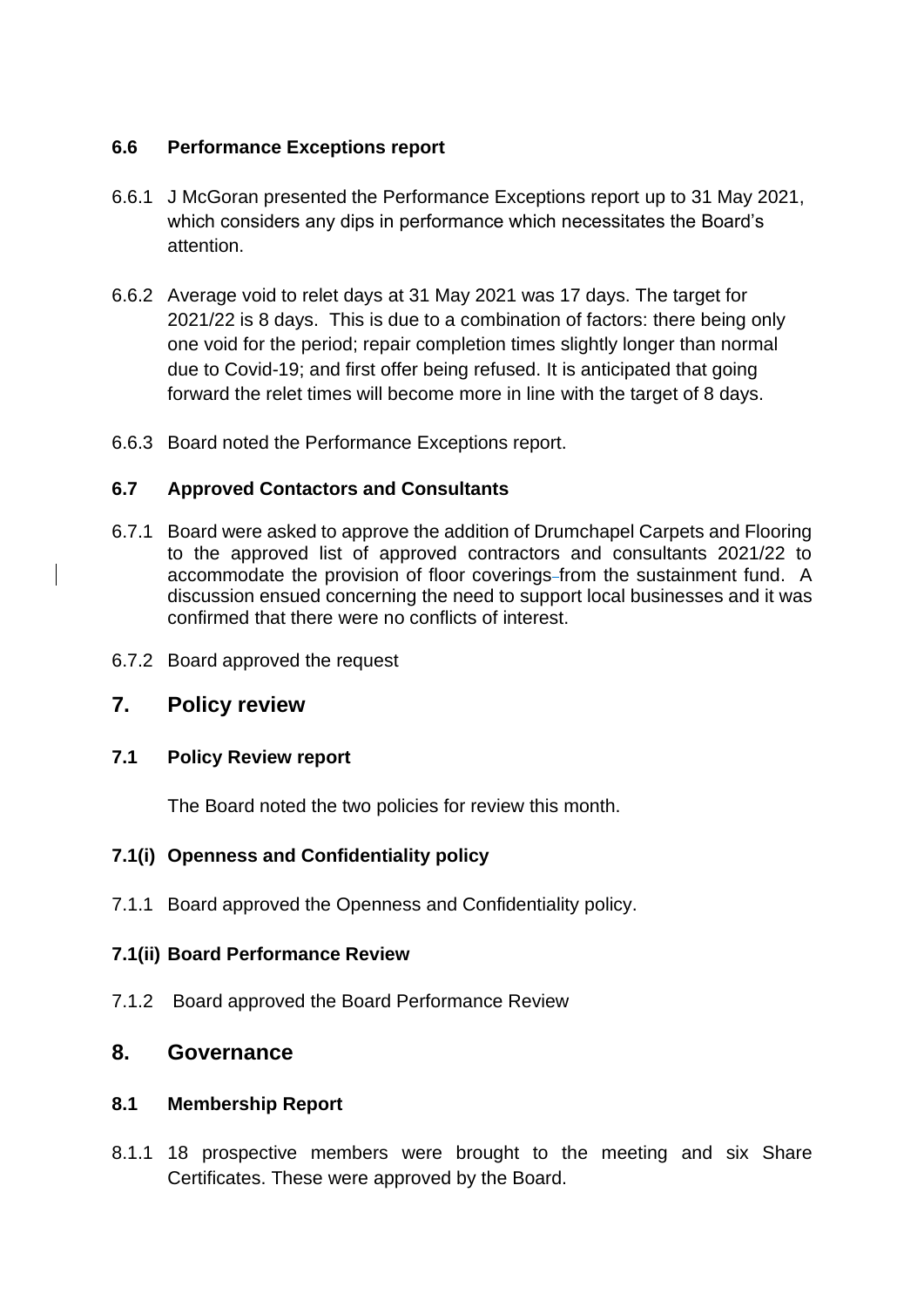### 6.6 Performance Exceptions report

6.6.1 J McGoran presented the Performance Exceptions report up to 31 May 2021, which considers any dips in performance which necessitates the Board's attention.

6.6.2 Average void to relet days at 31 May 2021 was 17 days. The target for 2021/22 is 8 days. This is due to a combination of factors: there being only one void for the period; repair completion times slightly longer than normal due to Covid-19; and first offer being refused. It is anticipated that going forward the relet times will become more in line with the target of 8 days.

6.6.3 Board noted the Performance Exceptions report.

### 6.7 Approved Contactors and Consultants

6.7.1 Board were asked to approve the addition of Drumchapel Carpets and Flooring to the approved list of approved contractors and consultants 2021/22 to accommodate the provision of floor coverings from the sustainment fund. A discussion ensued concerning the need to support local businesses and it was confirmed that there were no conflicts of interest.

6.7.2 Board approved the request

## 7. Policy review

### 7.1 Policy Review report

The Board noted the two policies for review this month.

### 7.1(i) Openness and Confidentiality policy

7.1.1 Board approved the Openness and Confidentiality policy.

### 7.1(ii) Board Performance Review

7.1.2 Board approved the Board Performance Review

## 8. Governance

### 8.1 Membership Report

8.1.1 18 prospective members were brought to the meeting and six Share Certificates. These were approved by the Board.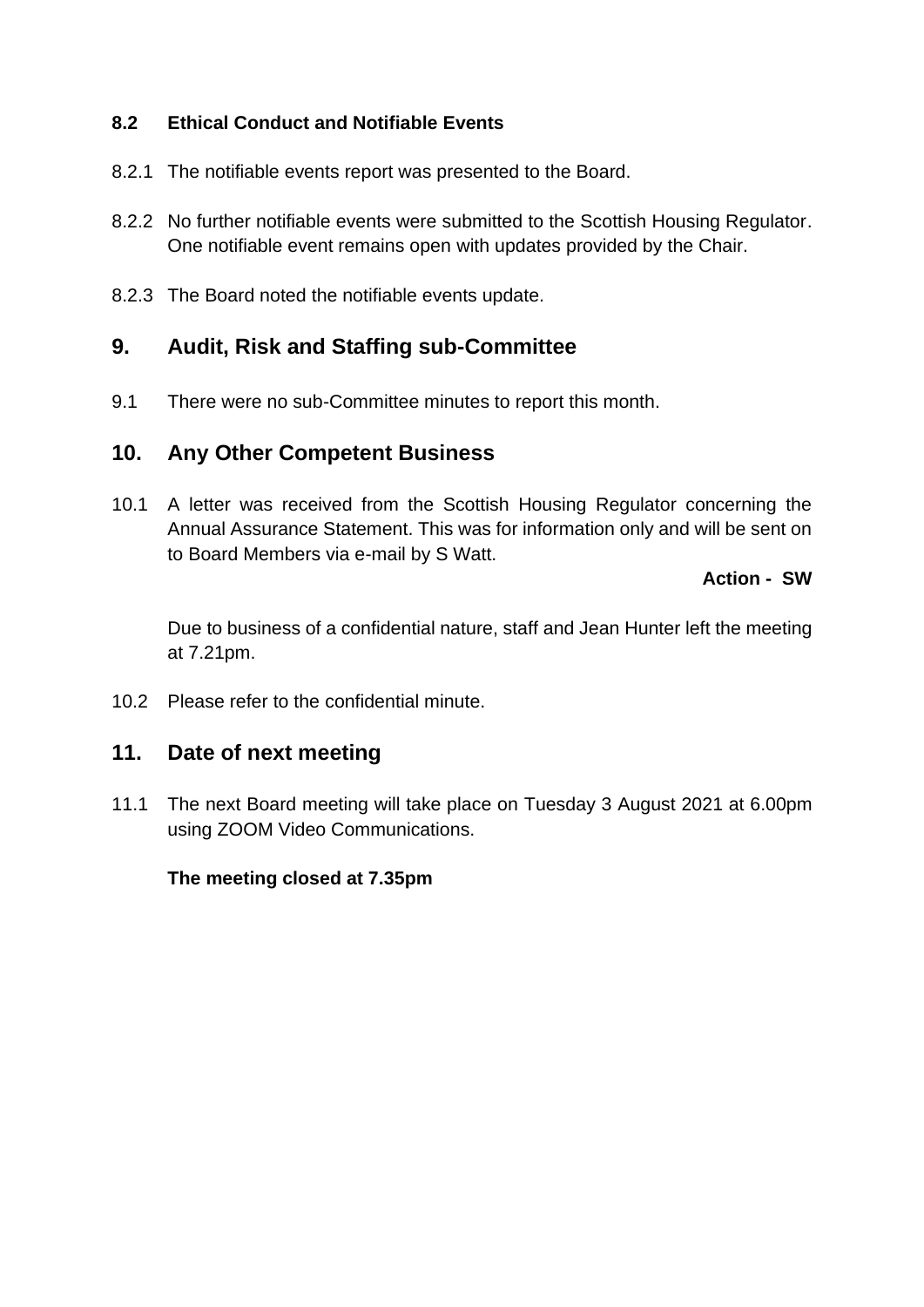### 8.2 Ethical Conduct and Notifiable Events

8.2.1 The notifiable events report was presented to the Board.

8.2.2 No further notifiable events were submitted to the Scottish Housing Regulator. One notifiable event remains open with updates provided by the Chair.

8.2.3 The Board noted the notifiable events update.

## 9. Audit, Risk and Staffing sub-Committee

9.1 There were no sub-Committee minutes to report this month.

## 10. Any Other Competent Business

10.1 A letter was received from the Scottish Housing Regulator concerning the Annual Assurance Statement. This was for information only and will be sent on to Board Members via e-mail by S Watt.

**Action - SW**

Due to business of a confidential nature, staff and Jean Hunter left the meeting at 7.21pm.

10.2 Please refer to the confidential minute.

## 11. Date of next meeting

11.1 The next Board meeting will take place on Tuesday 3 August 2021 at 6.00pm using ZOOM Video Communications.

**The meeting closed at 7.35pm**